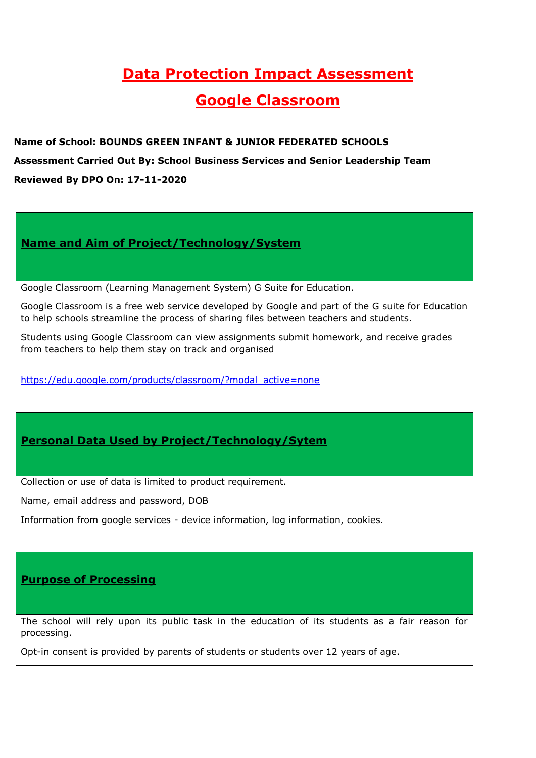# Data Protection Impact Assessment

# Google Classroom

**Name of School: BOUNDS GREEN INFANT & JUNIOR FEDERATED SCHOOLS**

**Assessment Carried Out By: School Business Services and Senior Leadership Team**

**Reviewed By DPO On: 17-11-2020**

## Name and Aim of Project/Technology/System

Google Classroom (Learning Management System) G Suite for Education.

Google Classroom is a free web service developed by Google and part of the G suite for Education to help schools streamline the process of sharing files between teachers and students.

Students using Google Classroom can view assignments submit homework, and receive grades from teachers to help them stay on track and organised

https://edu.google.com/products/classroom/?modal_active=none

## Personal Data Used by Project/Technology/Sytem

Collection or use of data is limited to product requirement.

Name, email address and password, DOB

Information from google services - device information, log information, cookies.

## Purpose of Processing

The school will rely upon its public task in the education of its students as a fair reason for processing.

Opt-in consent is provided by parents of students or students over 12 years of age.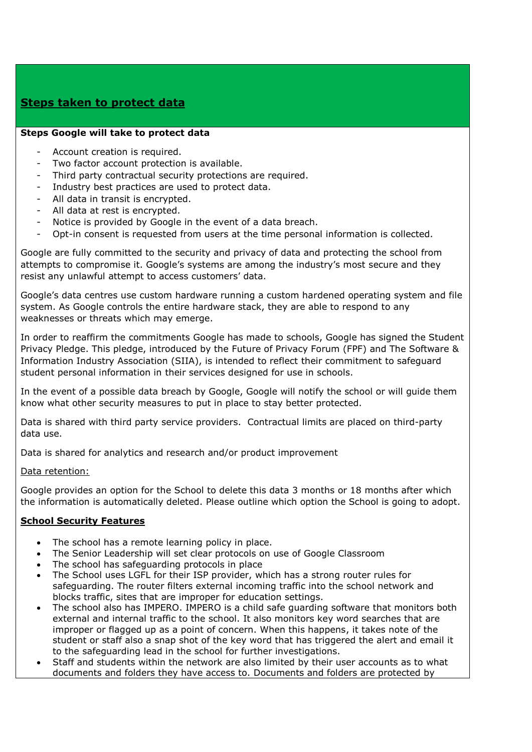## Steps taken to protect data

**Steps Google will take to protect data**

- Account creation is required.
- Two factor account protection is available.
- Third party contractual security protections are required.
- Industry best practices are used to protect data.
- All data in transit is encrypted.
- All data at rest is encrypted.
- Notice is provided by Google in the event of a data breach.
- Opt-in consent is requested from users at the time personal information is collected.

Google are fully committed to the security and privacy of data and protecting the school from attempts to compromise it. Google's systems are among the industry's most secure and they resist any unlawful attempt to access customers' data.

Google's data centres use custom hardware running a custom hardened operating system and file system. As Google controls the entire hardware stack, they are able to respond to any weaknesses or threats which may emerge.

In order to reaffirm the commitments Google has made to schools, Google has signed the Student Privacy Pledge. This pledge, introduced by the Future of Privacy Forum (FPF) and The Software & Information Industry Association (SIIA), is intended to reflect their commitment to safeguard student personal information in their services designed for use in schools.

In the event of a possible data breach by Google, Google will notify the school or will guide them know what other security measures to put in place to stay better protected.

Data is shared with third party service providers. Contractual limits are placed on third-party data use.

Data is shared for analytics and research and/or product improvement

Data retention:

Google provides an option for the School to delete this data 3 months or 18 months after which the information is automatically deleted. Please outline which option the School is going to adopt.

**School Security Features**

- The school has a remote learning policy in place.
- The Senior Leadership will set clear protocols on use of Google Classroom
- The school has safeguarding protocols in place
- The School uses LGFL for their ISP provider, which has a strong router rules for safeguarding. The router filters external incoming traffic into the school network and blocks traffic, sites that are improper for education settings.
- The school also has IMPERO. IMPERO is a child safe guarding software that monitors both external and internal traffic to the school. It also monitors key word searches that are improper or flagged up as a point of concern. When this happens, it takes note of the student or staff also a snap shot of the key word that has triggered the alert and email it to the safeguarding lead in the school for further investigations.
- Staff and students within the network are also limited by their user accounts as to what documents and folders they have access to. Documents and folders are protected by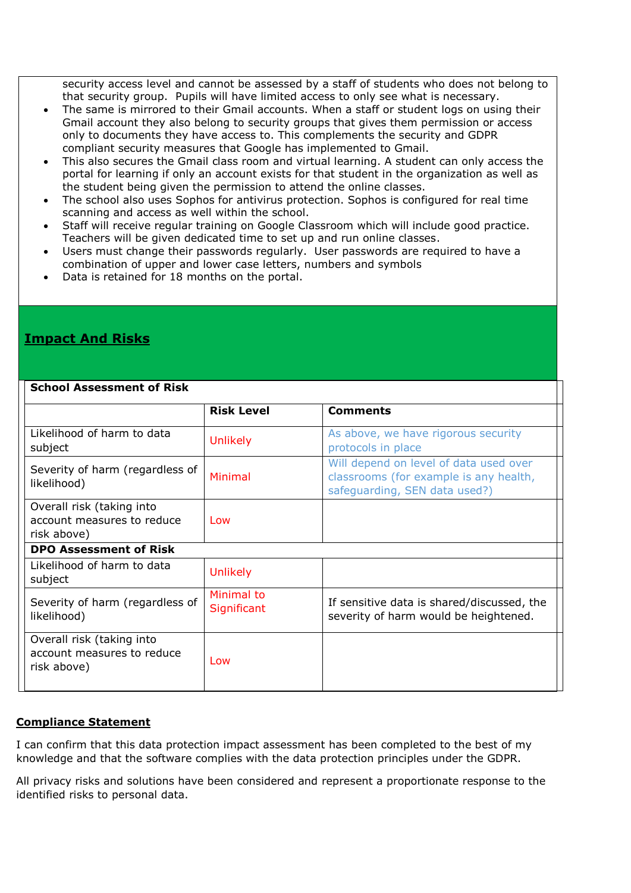security access level and cannot be assessed by a staff of students who does not belong to that security group.  Pupils will have limited access to only see what is necessary.

- The same is mirrored to their Gmail accounts. When a staff or student logs on using their Gmail account they also belong to security groups that gives them permission or access only to documents they have access to. This complements the security and GDPR compliant security measures that Google has implemented to Gmail.
- This also secures the Gmail class room and virtual learning. A student can only access the portal for learning if only an account exists for that student in the organization as well as the student being given the permission to attend the online classes.
- The school also uses Sophos for antivirus protection. Sophos is configured for real time scanning and access as well within the school.
- Staff will receive regular training on Google Classroom which will include good practice. Teachers will be given dedicated time to set up and run online classes.
- Users must change their passwords regularly.  User passwords are required to have a combination of upper and lower case letters, numbers and symbols
- Data is retained for 18 months on the portal.

## Impact And Risks

| School Assessment of Risk | | |
|---|---|---|
| | **Risk Level** | **Comments** |
| Likelihood of harm to data subject | Unlikely | As above, we have rigorous security protocols in place |
| Severity of harm (regardless of likelihood) | Minimal | Will depend on level of data used over classrooms (for example is any health, safeguarding, SEN data used?) |
| Overall risk (taking into account measures to reduce risk above) | Low | |
| **DPO Assessment of Risk** | | |
| Likelihood of harm to data subject | Unlikely | |
| Severity of harm (regardless of likelihood) | Minimal to Significant | If sensitive data is shared/discussed, the severity of harm would be heightened. |
| Overall risk (taking into account measures to reduce risk above) | Low | |

**Compliance Statement**

I can confirm that this data protection impact assessment has been completed to the best of my knowledge and that the software complies with the data protection principles under the GDPR.

All privacy risks and solutions have been considered and represent a proportionate response to the identified risks to personal data.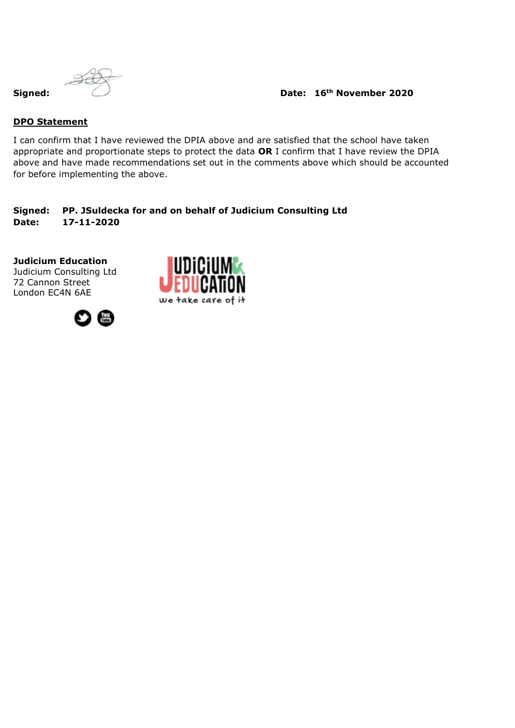**Signed:** **Date: 16th November 2020**

## DPO Statement

I can confirm that I have reviewed the DPIA above and are satisfied that the school have taken appropriate and proportionate steps to protect the data **OR** I confirm that I have review the DPIA above and have made recommendations set out in the comments above which should be accounted for before implementing the above.

**Signed: PP. JSuldecka for and on behalf of Judicium Consulting Ltd**
**Date: 17-11-2020**

**Judicium Education**
Judicium Consulting Ltd
72 Cannon Street
London EC4N 6AE